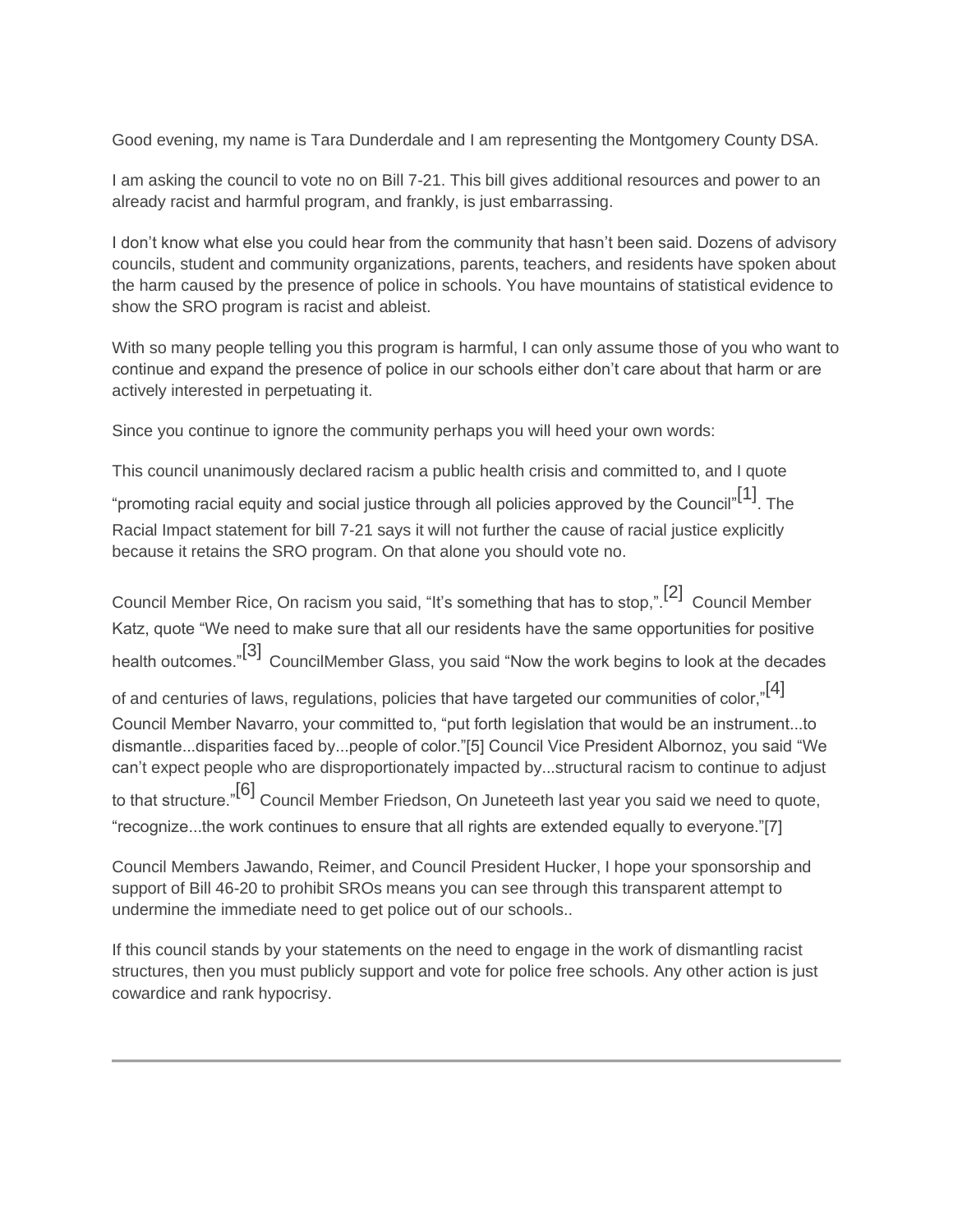Good evening, my name is Tara Dunderdale and I am representing the Montgomery County DSA.

I am asking the council to vote no on Bill 7-21. This bill gives additional resources and power to an already racist and harmful program, and frankly, is just embarrassing.

I don't know what else you could hear from the community that hasn't been said. Dozens of advisory councils, student and community organizations, parents, teachers, and residents have spoken about the harm caused by the presence of police in schools. You have mountains of statistical evidence to show the SRO program is racist and ableist.

With so many people telling you this program is harmful, I can only assume those of you who want to continue and expand the presence of police in our schools either don't care about that harm or are actively interested in perpetuating it.

Since you continue to ignore the community perhaps you will heed your own words:

This council unanimously declared racism a public health crisis and committed to, and I quote "promoting racial equity and social justice through all policies approved by the Council"[1]. The Racial Impact statement for bill 7-21 says it will not further the cause of racial justice explicitly because it retains the SRO program. On that alone you should vote no.

Council Member Rice, On racism you said, "It's something that has to stop,".[2] Council Member Katz, quote "We need to make sure that all our residents have the same opportunities for positive health outcomes."[3] CouncilMember Glass, you said "Now the work begins to look at the decades of and centuries of laws, regulations, policies that have targeted our communities of color,"[4] Council Member Navarro, your committed to, "put forth legislation that would be an instrument...to dismantle...disparities faced by...people of color."[5] Council Vice President Albornoz, you said "We can't expect people who are disproportionately impacted by...structural racism to continue to adjust to that structure."[6] Council Member Friedson, On Juneteeth last year you said we need to quote, "recognize...the work continues to ensure that all rights are extended equally to everyone."[7]

Council Members Jawando, Reimer, and Council President Hucker, I hope your sponsorship and support of Bill 46-20 to prohibit SROs means you can see through this transparent attempt to undermine the immediate need to get police out of our schools..

If this council stands by your statements on the need to engage in the work of dismantling racist structures, then you must publicly support and vote for police free schools. Any other action is just cowardice and rank hypocrisy.

---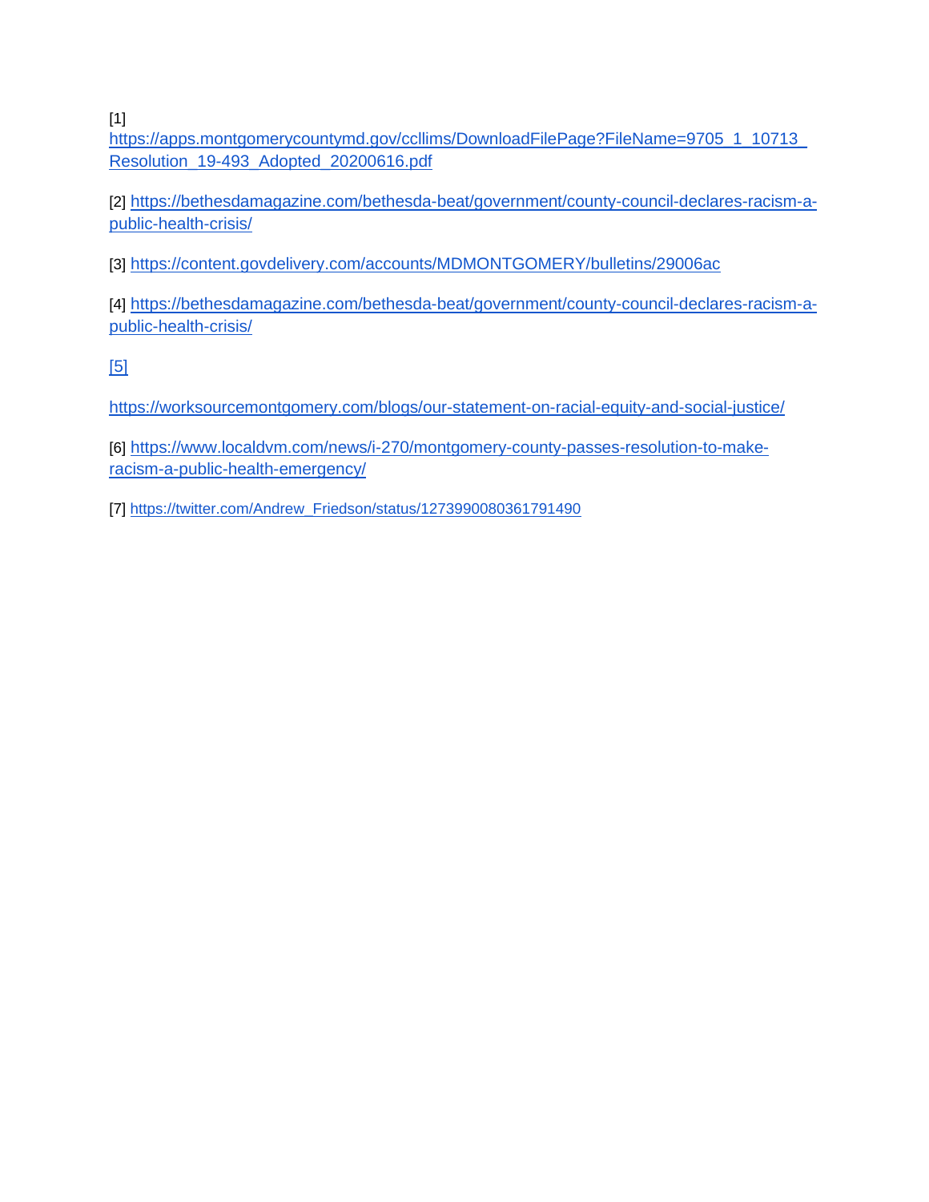[1] https://apps.montgomerycountymd.gov/ccllims/DownloadFilePage?FileName=9705_1_10713_Resolution_19-493_Adopted_20200616.pdf

[2] https://bethesdamagazine.com/bethesda-beat/government/county-council-declares-racism-a-public-health-crisis/

[3] https://content.govdelivery.com/accounts/MDMONTGOMERY/bulletins/29006ac

[4] https://bethesdamagazine.com/bethesda-beat/government/county-council-declares-racism-a-public-health-crisis/

[5]

https://worksourcemontgomery.com/blogs/our-statement-on-racial-equity-and-social-justice/

[6] https://www.localdvm.com/news/i-270/montgomery-county-passes-resolution-to-make-racism-a-public-health-emergency/

[7] https://twitter.com/Andrew_Friedson/status/1273990080361791490